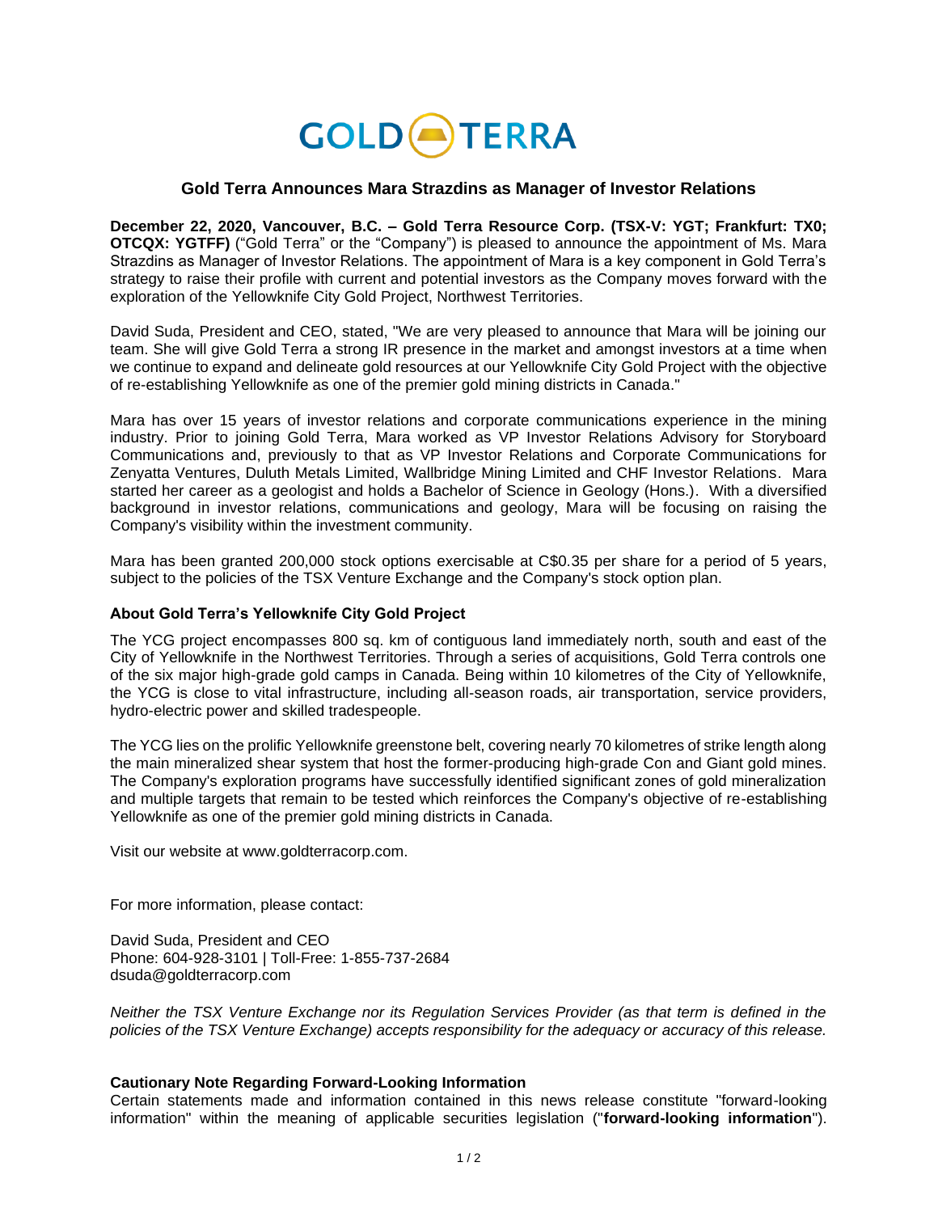# Gold Terra Announces Mara Strazdins as Manager of Investor Relations

**December 22, 2020, Vancouver, B.C. – Gold Terra Resource Corp. (TSX-V: YGT; Frankfurt: TX0; OTCQX: YGTFF)** ("Gold Terra" or the "Company") is pleased to announce the appointment of Ms. Mara Strazdins as Manager of Investor Relations. The appointment of Mara is a key component in Gold Terra's strategy to raise their profile with current and potential investors as the Company moves forward with the exploration of the Yellowknife City Gold Project, Northwest Territories.

David Suda, President and CEO, stated, "We are very pleased to announce that Mara will be joining our team. She will give Gold Terra a strong IR presence in the market and amongst investors at a time when we continue to expand and delineate gold resources at our Yellowknife City Gold Project with the objective of re-establishing Yellowknife as one of the premier gold mining districts in Canada."

Mara has over 15 years of investor relations and corporate communications experience in the mining industry. Prior to joining Gold Terra, Mara worked as VP Investor Relations Advisory for Storyboard Communications and, previously to that as VP Investor Relations and Corporate Communications for Zenyatta Ventures, Duluth Metals Limited, Wallbridge Mining Limited and CHF Investor Relations. Mara started her career as a geologist and holds a Bachelor of Science in Geology (Hons.). With a diversified background in investor relations, communications and geology, Mara will be focusing on raising the Company's visibility within the investment community.

Mara has been granted 200,000 stock options exercisable at C$0.35 per share for a period of 5 years, subject to the policies of the TSX Venture Exchange and the Company's stock option plan.

### About Gold Terra's Yellowknife City Gold Project

The YCG project encompasses 800 sq. km of contiguous land immediately north, south and east of the City of Yellowknife in the Northwest Territories. Through a series of acquisitions, Gold Terra controls one of the six major high-grade gold camps in Canada. Being within 10 kilometres of the City of Yellowknife, the YCG is close to vital infrastructure, including all-season roads, air transportation, service providers, hydro-electric power and skilled tradespeople.

The YCG lies on the prolific Yellowknife greenstone belt, covering nearly 70 kilometres of strike length along the main mineralized shear system that host the former-producing high-grade Con and Giant gold mines. The Company's exploration programs have successfully identified significant zones of gold mineralization and multiple targets that remain to be tested which reinforces the Company's objective of re-establishing Yellowknife as one of the premier gold mining districts in Canada.

Visit our website at www.goldterracorp.com.

For more information, please contact:

David Suda, President and CEO
Phone: 604-928-3101 | Toll-Free: 1-855-737-2684
dsuda@goldterracorp.com

*Neither the TSX Venture Exchange nor its Regulation Services Provider (as that term is defined in the policies of the TSX Venture Exchange) accepts responsibility for the adequacy or accuracy of this release.*

### Cautionary Note Regarding Forward-Looking Information

Certain statements made and information contained in this news release constitute "forward-looking information" within the meaning of applicable securities legislation ("**forward-looking information**").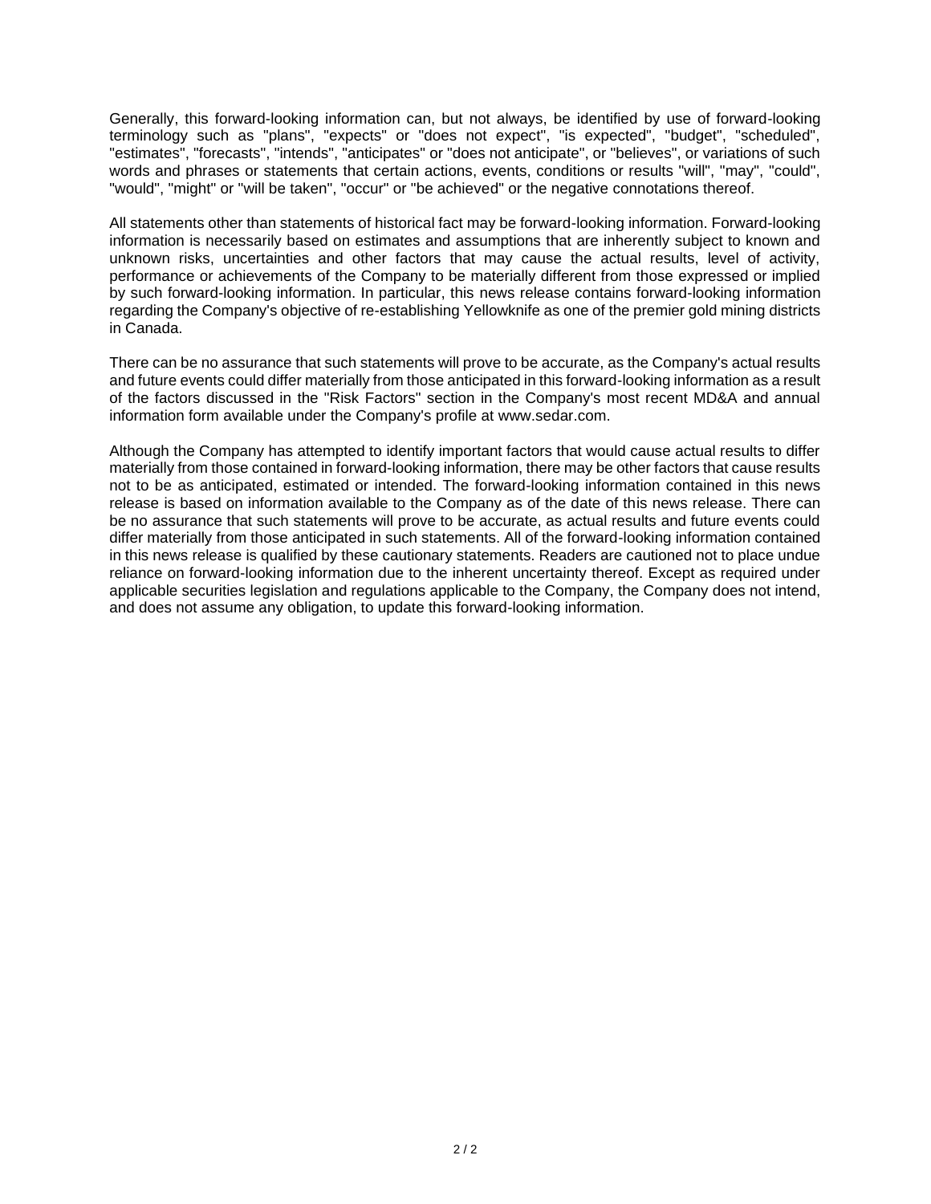Generally, this forward-looking information can, but not always, be identified by use of forward-looking terminology such as "plans", "expects" or "does not expect", "is expected", "budget", "scheduled", "estimates", "forecasts", "intends", "anticipates" or "does not anticipate", or "believes", or variations of such words and phrases or statements that certain actions, events, conditions or results "will", "may", "could", "would", "might" or "will be taken", "occur" or "be achieved" or the negative connotations thereof.

All statements other than statements of historical fact may be forward-looking information. Forward-looking information is necessarily based on estimates and assumptions that are inherently subject to known and unknown risks, uncertainties and other factors that may cause the actual results, level of activity, performance or achievements of the Company to be materially different from those expressed or implied by such forward-looking information. In particular, this news release contains forward-looking information regarding the Company's objective of re-establishing Yellowknife as one of the premier gold mining districts in Canada.

There can be no assurance that such statements will prove to be accurate, as the Company's actual results and future events could differ materially from those anticipated in this forward-looking information as a result of the factors discussed in the "Risk Factors" section in the Company's most recent MD&A and annual information form available under the Company's profile at www.sedar.com.

Although the Company has attempted to identify important factors that would cause actual results to differ materially from those contained in forward-looking information, there may be other factors that cause results not to be as anticipated, estimated or intended. The forward-looking information contained in this news release is based on information available to the Company as of the date of this news release. There can be no assurance that such statements will prove to be accurate, as actual results and future events could differ materially from those anticipated in such statements. All of the forward-looking information contained in this news release is qualified by these cautionary statements. Readers are cautioned not to place undue reliance on forward-looking information due to the inherent uncertainty thereof. Except as required under applicable securities legislation and regulations applicable to the Company, the Company does not intend, and does not assume any obligation, to update this forward-looking information.